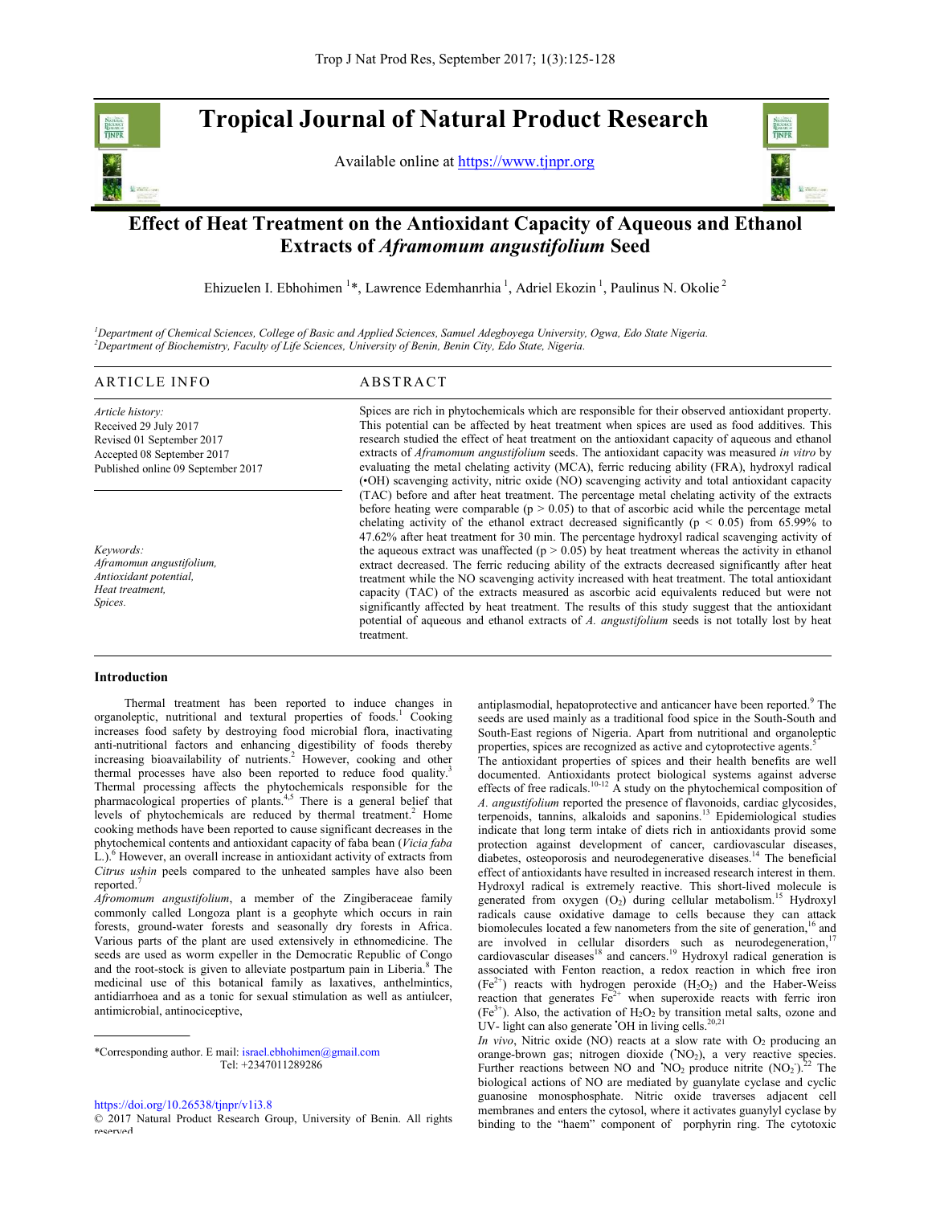# Tropical Journal of Natural Product Research

Available online at https://www.tjnpr.org

## Effect of Heat Treatment on the Antioxidant Capacity of Aqueous and Ethanol Extracts of *Aframomum angustifolium* Seed

Ehizuelen I. Ebhohimen [1]*, Lawrence Edemhanrhia [1], Adriel Ekozin [1], Paulinus N. Okolie [2]

[1]*Department of Chemical Sciences, College of Basic and Applied Sciences, Samuel Adegboyega University, Ogwa, Edo State Nigeria.*
[2]*Department of Biochemistry, Faculty of Life Sciences, University of Benin, Benin City, Edo State, Nigeria.*

## ARTICLE INFO

*Article history:*
Received 29 July 2017
Revised 01 September 2017
Accepted 08 September 2017
Published online 09 September 2017

*Keywords:*
*Aframomun angustifolium,*
*Antioxidant potential,*
*Heat treatment,*
*Spices.*

## ABSTRACT

Spices are rich in phytochemicals which are responsible for their observed antioxidant property. This potential can be affected by heat treatment when spices are used as food additives. This research studied the effect of heat treatment on the antioxidant capacity of aqueous and ethanol extracts of *Aframomum angustifolium* seeds. The antioxidant capacity was measured *in vitro* by evaluating the metal chelating activity (MCA), ferric reducing ability (FRA), hydroxyl radical (•OH) scavenging activity, nitric oxide (NO) scavenging activity and total antioxidant capacity (TAC) before and after heat treatment. The percentage metal chelating activity of the extracts before heating were comparable ($p > 0.05$) to that of ascorbic acid while the percentage metal chelating activity of the ethanol extract decreased significantly ($p < 0.05$) from 65.99% to 47.62% after heat treatment for 30 min. The percentage hydroxyl radical scavenging activity of the aqueous extract was unaffected ($p > 0.05$) by heat treatment whereas the activity in ethanol extract decreased. The ferric reducing ability of the extracts decreased significantly after heat treatment while the NO scavenging activity increased with heat treatment. The total antioxidant capacity (TAC) of the extracts measured as ascorbic acid equivalents reduced but were not significantly affected by heat treatment. The results of this study suggest that the antioxidant potential of aqueous and ethanol extracts of *A. angustifolium* seeds is not totally lost by heat treatment.

## Introduction

Thermal treatment has been reported to induce changes in organoleptic, nutritional and textural properties of foods.[1] Cooking increases food safety by destroying food microbial flora, inactivating anti-nutritional factors and enhancing digestibility of foods thereby increasing bioavailability of nutrients.[2] However, cooking and other thermal processes have also been reported to reduce food quality.[3] Thermal processing affects the phytochemicals responsible for the pharmacological properties of plants.[4,5] There is a general belief that levels of phytochemicals are reduced by thermal treatment.[2] Home cooking methods have been reported to cause significant decreases in the phytochemical contents and antioxidant capacity of faba bean (*Vicia faba* L.).[6] However, an overall increase in antioxidant activity of extracts from *Citrus ushin* peels compared to the unheated samples have also been reported.[7]

*Afromomum angustifolium*, a member of the Zingiberaceae family commonly called Longoza plant is a geophyte which occurs in rain forests, ground-water forests and seasonally dry forests in Africa. Various parts of the plant are used extensively in ethnomedicine. The seeds are used as worm expeller in the Democratic Republic of Congo and the root-stock is given to alleviate postpartum pain in Liberia.[8] The medicinal use of this botanical family as laxatives, anthelmintics, antidiarrhoea and as a tonic for sexual stimulation as well as antiulcer, antimicrobial, antinociceptive, antiplasmodial, hepatoprotective and anticancer have been reported.[9] The seeds are used mainly as a traditional food spice in the South-South and South-East regions of Nigeria. Apart from nutritional and organoleptic properties, spices are recognized as active and cytoprotective agents.[5]

The antioxidant properties of spices and their health benefits are well documented. Antioxidants protect biological systems against adverse effects of free radicals.[10-12] A study on the phytochemical composition of *A. angustifolium* reported the presence of flavonoids, cardiac glycosides, terpenoids, tannins, alkaloids and saponins.[13] Epidemiological studies indicate that long term intake of diets rich in antioxidants provid some protection against development of cancer, cardiovascular diseases, diabetes, osteoporosis and neurodegenerative diseases.[14] The beneficial effect of antioxidants have resulted in increased research interest in them. Hydroxyl radical is extremely reactive. This short-lived molecule is generated from oxygen ($O_2$) during cellular metabolism.[15] Hydroxyl radicals cause oxidative damage to cells because they can attack biomolecules located a few nanometers from the site of generation,[16] and are involved in cellular disorders such as neurodegeneration,[17] cardiovascular diseases[18] and cancers.[19] Hydroxyl radical generation is associated with Fenton reaction, a redox reaction in which free iron ($Fe^{2+}$) reacts with hydrogen peroxide ($H_2O_2$) and the Haber-Weiss reaction that generates $Fe^{2+}$ when superoxide reacts with ferric iron ($Fe^{3+}$). Also, the activation of $H_2O_2$ by transition metal salts, ozone and UV- light can also generate $^{\bullet}OH$ in living cells.[20,21]

*In vivo*, Nitric oxide (NO) reacts at a slow rate with $O_2$ producing an orange-brown gas; nitrogen dioxide ($^{\bullet}NO_2$), a very reactive species. Further reactions between NO and $^{\bullet}NO_2$ produce nitrite ($NO_2^-$).[22] The biological actions of NO are mediated by guanylate cyclase and cyclic guanosine monosphosphate. Nitric oxide traverses adjacent cell membranes and enters the cytosol, where it activates guanylyl cyclase by binding to the "haem" component of porphyrin ring. The cytotoxic

*Corresponding author. E mail: israel.ebhohimen@gmail.com
Tel: +2347011289286

https://doi.org/10.26538/tjnpr/v1i3.8
© 2017 Natural Product Research Group, University of Benin. All rights reserved.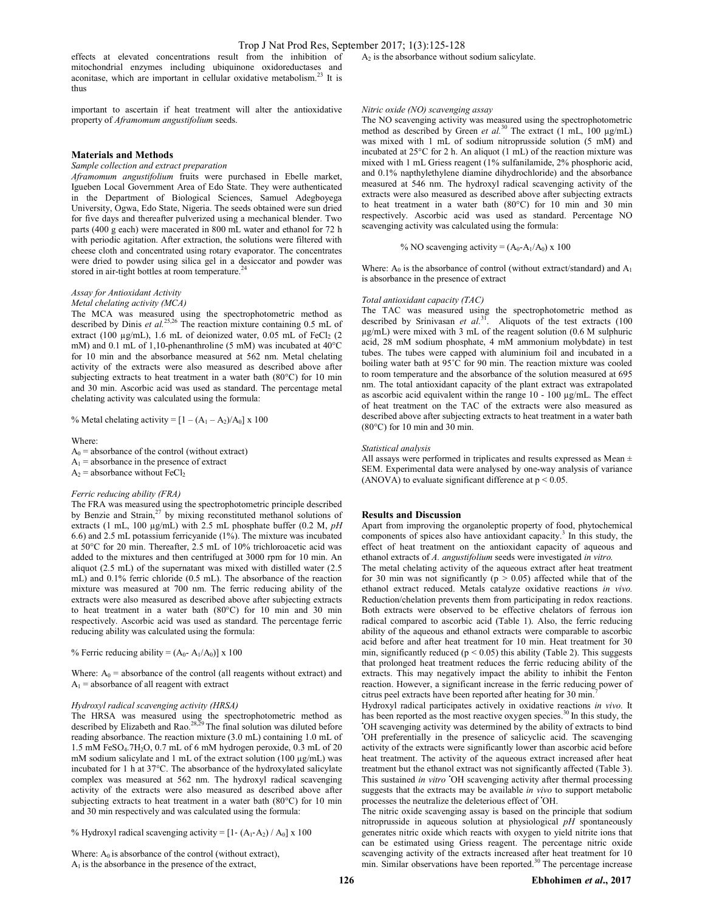effects at elevated concentrations result from the inhibition of mitochondrial enzymes including ubiquinone oxidoreductases and aconitase, which are important in cellular oxidative metabolism.[23] It is thus important to ascertain if heat treatment will alter the antioxidative property of *Aframomum angustifolium* seeds.

## Materials and Methods

*Sample collection and extract preparation*

*Aframomum angustifolium* fruits were purchased in Ebelle market, Igueben Local Government Area of Edo State. They were authenticated in the Department of Biological Sciences, Samuel Adegboyega University, Ogwa, Edo State, Nigeria. The seeds obtained were sun dried for five days and thereafter pulverized using a mechanical blender. Two parts (400 g each) were macerated in 800 mL water and ethanol for 72 h with periodic agitation. After extraction, the solutions were filtered with cheese cloth and concentrated using rotary evaporator. The concentrates were dried to powder using silica gel in a desiccator and powder was stored in air-tight bottles at room temperature.[24]

*Assay for Antioxidant Activity*

*Metal chelating activity (MCA)*

The MCA was measured using the spectrophotometric method as described by Dinis *et al.*[25,26] The reaction mixture containing 0.5 mL of extract (100 µg/mL), 1.6 mL of deionized water, 0.05 mL of $FeCl_2$ (2 mM) and 0.1 mL of 1,10-phenanthroline (5 mM) was incubated at 40°C for 10 min and the absorbance measured at 562 nm. Metal chelating activity of the extracts were also measured as described above after subjecting extracts to heat treatment in a water bath (80°C) for 10 min and 30 min. Ascorbic acid was used as standard. The percentage metal chelating activity was calculated using the formula:

$$\% \text{ Metal chelating activity} = [1 - (A_1 - A_2)/A_0] \times 100$$

Where:
$A_0$ = absorbance of the control (without extract)
$A_1$ = absorbance in the presence of extract
$A_2$ = absorbance without $FeCl_2$

*Ferric reducing ability (FRA)*

The FRA was measured using the spectrophotometric principle described by Benzie and Strain,[27] by mixing reconstituted methanol solutions of extracts (1 mL, 100 µg/mL) with 2.5 mL phosphate buffer (0.2 M, *pH* 6.6) and 2.5 mL potassium ferricyanide (1%). The mixture was incubated at 50°C for 20 min. Thereafter, 2.5 mL of 10% trichloroacetic acid was added to the mixtures and then centrifuged at 3000 rpm for 10 min. An aliquot (2.5 mL) of the supernatant was mixed with distilled water (2.5 mL) and 0.1% ferric chloride (0.5 mL). The absorbance of the reaction mixture was measured at 700 nm. The ferric reducing ability of the extracts were also measured as described above after subjecting extracts to heat treatment in a water bath (80°C) for 10 min and 30 min respectively. Ascorbic acid was used as standard. The percentage ferric reducing ability was calculated using the formula:

$$\% \text{ Ferric reducing ability} = (A_0 - A_1/A_0)] \times 100$$

Where: $A_0$ = absorbance of the control (all reagents without extract) and $A_1$ = absorbance of all reagent with extract

*Hydroxyl radical scavenging activity (HRSA)*

The HRSA was measured using the spectrophotometric method as described by Elizabeth and Rao.[28,29] The final solution was diluted before reading absorbance. The reaction mixture (3.0 mL) containing 1.0 mL of 1.5 mM $FeSO_4.7H_2O$, 0.7 mL of 6 mM hydrogen peroxide, 0.3 mL of 20 mM sodium salicylate and 1 mL of the extract solution (100 µg/mL) was incubated for 1 h at 37°C. The absorbance of the hydroxylated salicylate complex was measured at 562 nm. The hydroxyl radical scavenging activity of the extracts were also measured as described above after subjecting extracts to heat treatment in a water bath (80°C) for 10 min and 30 min respectively and was calculated using the formula:

$$\% \text{ Hydroxyl radical scavenging activity} = [1 - (A_1 - A_2) / A_0] \times 100$$

Where: $A_0$ is absorbance of the control (without extract),
$A_1$ is the absorbance in the presence of the extract,
$A_2$ is the absorbance without sodium salicylate.

*Nitric oxide (NO) scavenging assay*

The NO scavenging activity was measured using the spectrophotometric method as described by Green *et al.*[30] The extract (1 mL, 100 µg/mL) was mixed with 1 mL of sodium nitroprusside solution (5 mM) and incubated at 25°C for 2 h. An aliquot (1 mL) of the reaction mixture was mixed with 1 mL Griess reagent (1% sulfanilamide, 2% phosphoric acid, and 0.1% napthylethylene diamine dihydrochloride) and the absorbance measured at 546 nm. The hydroxyl radical scavenging activity of the extracts were also measured as described above after subjecting extracts to heat treatment in a water bath (80°C) for 10 min and 30 min respectively. Ascorbic acid was used as standard. Percentage NO scavenging activity was calculated using the formula:

$$\% \text{ NO scavenging activity} = (A_0 - A_1/A_0) \times 100$$

Where: $A_0$ is the absorbance of control (without extract/standard) and $A_1$ is absorbance in the presence of extract

*Total antioxidant capacity (TAC)*

The TAC was measured using the spectrophotometric method as described by Srinivasan *et al.*[31]. Aliquots of the test extracts (100 µg/mL) were mixed with 3 mL of the reagent solution (0.6 M sulphuric acid, 28 mM sodium phosphate, 4 mM ammonium molybdate) in test tubes. The tubes were capped with aluminium foil and incubated in a boiling water bath at 95°C for 90 min. The reaction mixture was cooled to room temperature and the absorbance of the solution measured at 695 nm. The total antioxidant capacity of the plant extract was extrapolated as ascorbic acid equivalent within the range 10 - 100 µg/mL. The effect of heat treatment on the TAC of the extracts were also measured as described above after subjecting extracts to heat treatment in a water bath (80°C) for 10 min and 30 min.

*Statistical analysis*

All assays were performed in triplicates and results expressed as Mean ± SEM. Experimental data were analysed by one-way analysis of variance (ANOVA) to evaluate significant difference at $p < 0.05$.

## Results and Discussion

Apart from improving the organoleptic property of food, phytochemical components of spices also have antioxidant capacity.[3] In this study, the effect of heat treatment on the antioxidant capacity of aqueous and ethanol extracts of *A. angustifolium* seeds were investigated *in vitro.*

The metal chelating activity of the aqueous extract after heat treatment for 30 min was not significantly ($p > 0.05$) affected while that of the ethanol extract reduced. Metals catalyze oxidative reactions *in vivo.* Reduction/chelation prevents them from participating in redox reactions. Both extracts were observed to be effective chelators of ferrous ion radical compared to ascorbic acid (Table 1). Also, the ferric reducing ability of the aqueous and ethanol extracts were comparable to ascorbic acid before and after heat treatment for 10 min. Heat treatment for 30 min, significantly reduced ($p < 0.05$) this ability (Table 2). This suggests that prolonged heat treatment reduces the ferric reducing ability of the extracts. This may negatively impact the ability to inhibit the Fenton reaction. However, a significant increase in the ferric reducing power of citrus peel extracts have been reported after heating for 30 min.[7]

Hydroxyl radical participates actively in oxidative reactions *in vivo.* It has been reported as the most reactive oxygen species.[30] In this study, the •OH scavenging activity was determined by the ability of extracts to bind •OH preferentially in the presence of salicyclic acid. The scavenging activity of the extracts were significantly lower than ascorbic acid before heat treatment. The activity of the aqueous extract increased after heat treatment but the ethanol extract was not significantly affected (Table 3). This sustained *in vitro* •OH scavenging activity after thermal processing suggests that the extracts may be available *in vivo* to support metabolic processes the neutralize the deleterious effect of •OH.

The nitric oxide scavenging assay is based on the principle that sodium nitroprusside in aqueous solution at physiological *pH* spontaneously generates nitric oxide which reacts with oxygen to yield nitrite ions that can be estimated using Griess reagent. The percentage nitric oxide scavenging activity of the extracts increased after heat treatment for 10 min. Similar observations have been reported.[30] The percentage increase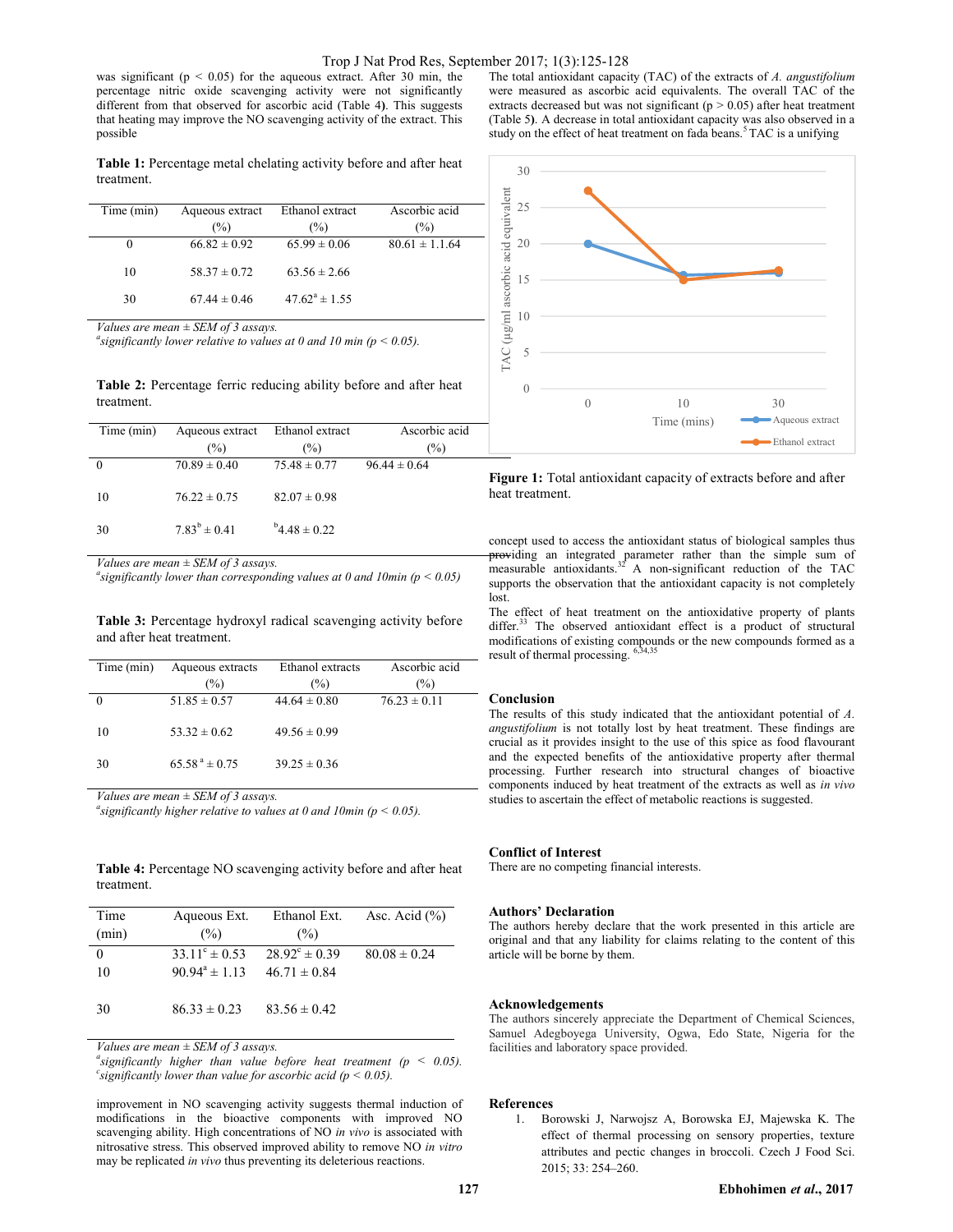was significant ($p < 0.05$) for the aqueous extract. After 30 min, the percentage nitric oxide scavenging activity were not significantly different from that observed for ascorbic acid (Table 4**)**. This suggests that heating may improve the NO scavenging activity of the extract. This possible

**Table 1:** Percentage metal chelating activity before and after heat treatment.

| Time (min) | Aqueous extract (%) | Ethanol extract (%) | Ascorbic acid (%) |
|---|---|---|---|
| 0 | 66.82 ± 0.92 | 65.99 ± 0.06 | 80.61 ± 1.1.64 |
| 10 | 58.37 ± 0.72 | 63.56 ± 2.66 | |
| 30 | 67.44 ± 0.46 | 47.62[a] ± 1.55 | |

*Values are mean ± SEM of 3 assays.*
*[a]significantly lower relative to values at 0 and 10 min ($p < 0.05$).*

**Table 2:** Percentage ferric reducing ability before and after heat treatment.

| Time (min) | Aqueous extract (%) | Ethanol extract (%) | Ascorbic acid (%) |
|---|---|---|---|
| 0 | 70.89 ± 0.40 | 75.48 ± 0.77 | 96.44 ± 0.64 |
| 10 | 76.22 ± 0.75 | 82.07 ± 0.98 | |
| 30 | 7.83[b] ± 0.41 | [b]4.48 ± 0.22 | |

*Values are mean ± SEM of 3 assays.*
*[a]significantly lower than corresponding values at 0 and 10min ($p < 0.05$)*

**Table 3:** Percentage hydroxyl radical scavenging activity before and after heat treatment.

| Time (min) | Aqueous extracts (%) | Ethanol extracts (%) | Ascorbic acid (%) |
|---|---|---|---|
| 0 | 51.85 ± 0.57 | 44.64 ± 0.80 | 76.23 ± 0.11 |
| 10 | 53.32 ± 0.62 | 49.56 ± 0.99 | |
| 30 | 65.58[a] ± 0.75 | 39.25 ± 0.36 | |

*Values are mean ± SEM of 3 assays.*
*[a]significantly higher relative to values at 0 and 10min ($p < 0.05$).*

**Table 4:** Percentage NO scavenging activity before and after heat treatment.

| Time (min) | Aqueous Ext. (%) | Ethanol Ext. (%) | Asc. Acid (%) |
|---|---|---|---|
| 0 | 33.11[c] ± 0.53 | 28.92[c] ± 0.39 | 80.08 ± 0.24 |
| 10 | 90.94[a] ± 1.13 | 46.71 ± 0.84 | |
| 30 | 86.33 ± 0.23 | 83.56 ± 0.42 | |

*Values are mean ± SEM of 3 assays.*
*[a]significantly higher than value before heat treatment ($p < 0.05$).*
*[c]significantly lower than value for ascorbic acid ($p < 0.05$).*

improvement in NO scavenging activity suggests thermal induction of modifications in the bioactive components with improved NO scavenging ability. High concentrations of NO *in vivo* is associated with nitrosative stress. This observed improved ability to remove NO *in vitro* may be replicated *in vivo* thus preventing its deleterious reactions.

The total antioxidant capacity (TAC) of the extracts of *A. angustifolium* were measured as ascorbic acid equivalents. The overall TAC of the extracts decreased but was not significant ($p > 0.05$) after heat treatment (Table 5**)**. A decrease in total antioxidant capacity was also observed in a study on the effect of heat treatment on fada beans.[5] TAC is a unifying

TAC (µg/ml ascorbic acid equivalent)
30
25
20
15
10
5
0
0
10
30
Time (mins)
Aqueous extract
Ethanol extract

**Figure 1:** Total antioxidant capacity of extracts before and after heat treatment.

concept used to access the antioxidant status of biological samples thus providing an integrated parameter rather than the simple sum of measurable antioxidants.[32] A non-significant reduction of the TAC supports the observation that the antioxidant capacity is not completely lost.

The effect of heat treatment on the antioxidative property of plants differ.[33] The observed antioxidant effect is a product of structural modifications of existing compounds or the new compounds formed as a result of thermal processing.[6,34,35]

## Conclusion

The results of this study indicated that the antioxidant potential of *A. angustifolium* is not totally lost by heat treatment. These findings are crucial as it provides insight to the use of this spice as food flavourant and the expected benefits of the antioxidative property after thermal processing. Further research into structural changes of bioactive components induced by heat treatment of the extracts as well as *in vivo* studies to ascertain the effect of metabolic reactions is suggested.

## Conflict of Interest

There are no competing financial interests.

## Authors' Declaration

The authors hereby declare that the work presented in this article are original and that any liability for claims relating to the content of this article will be borne by them.

## Acknowledgements

The authors sincerely appreciate the Department of Chemical Sciences, Samuel Adegboyega University, Ogwa, Edo State, Nigeria for the facilities and laboratory space provided.

## References

1. Borowski J, Narwojsz A, Borowska EJ, Majewska K. The effect of thermal processing on sensory properties, texture attributes and pectic changes in broccoli. Czech J Food Sci. 2015; 33: 254–260.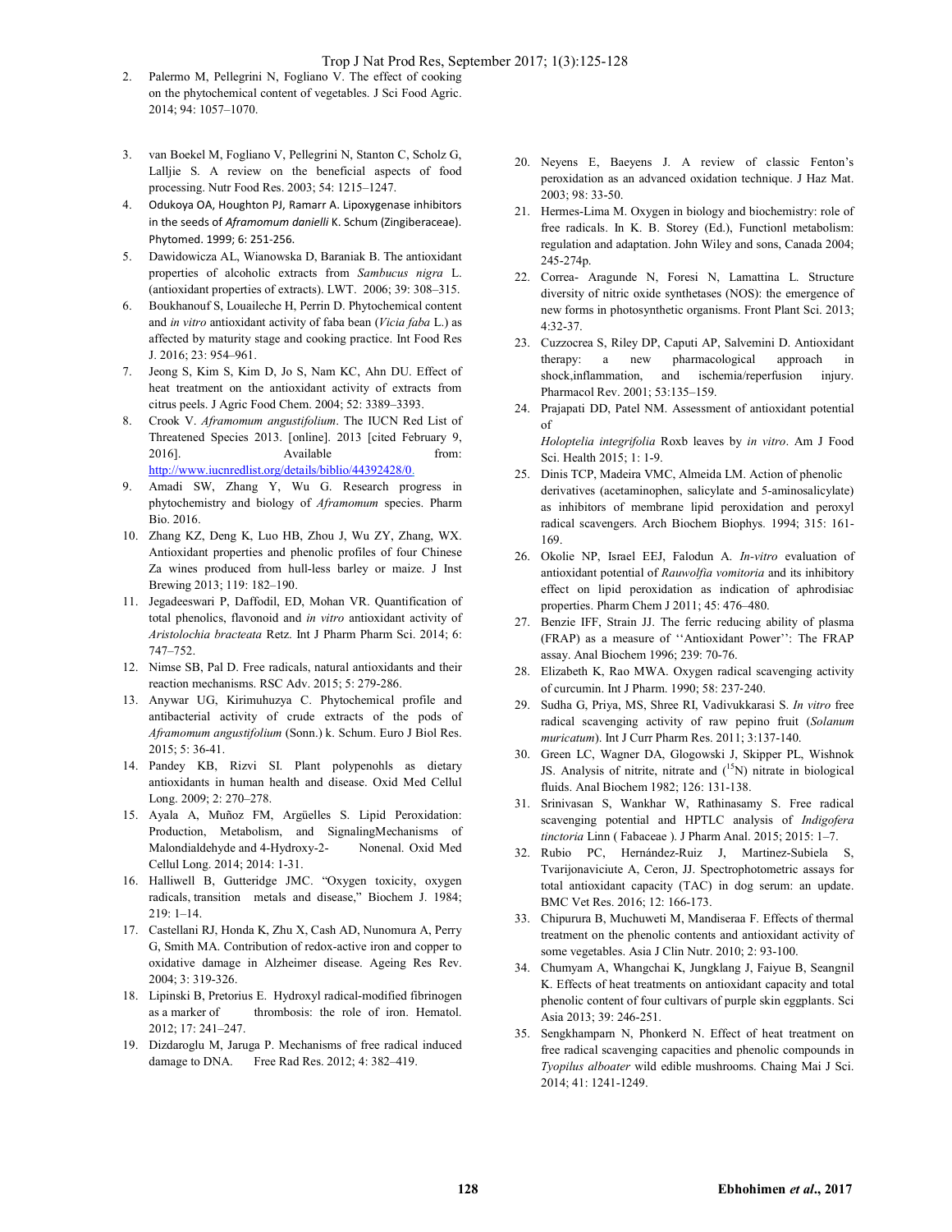2. Palermo M, Pellegrini N, Fogliano V. The effect of cooking on the phytochemical content of vegetables. J Sci Food Agric. 2014; 94: 1057–1070.
3. van Boekel M, Fogliano V, Pellegrini N, Stanton C, Scholz G, Lalljie S. A review on the beneficial aspects of food processing. Nutr Food Res. 2003; 54: 1215–1247.
4. Odukoya OA, Houghton PJ, Ramarr A. Lipoxygenase inhibitors in the seeds of *Aframomum danielli* K. Schum (Zingiberaceae). Phytomed. 1999; 6: 251-256.
5. Dawidowicza AL, Wianowska D, Baraniak B. The antioxidant properties of alcoholic extracts from *Sambucus nigra* L. (antioxidant properties of extracts). LWT. 2006; 39: 308–315.
6. Boukhanouf S, Louaileche H, Perrin D. Phytochemical content and *in vitro* antioxidant activity of faba bean (*Vicia faba* L.) as affected by maturity stage and cooking practice. Int Food Res J. 2016; 23: 954–961.
7. Jeong S, Kim S, Kim D, Jo S, Nam KC, Ahn DU. Effect of heat treatment on the antioxidant activity of extracts from citrus peels. J Agric Food Chem. 2004; 52: 3389–3393.
8. Crook V. *Aframomum angustifolium*. The IUCN Red List of Threatened Species 2013. [online]. 2013 [cited February 9, 2016]. Available from: http://www.iucnredlist.org/details/biblio/44392428/0.
9. Amadi SW, Zhang Y, Wu G. Research progress in phytochemistry and biology of *Aframomum* species. Pharm Bio. 2016.
10. Zhang KZ, Deng K, Luo HB, Zhou J, Wu ZY, Zhang, WX. Antioxidant properties and phenolic profiles of four Chinese Za wines produced from hull-less barley or maize. J Inst Brewing 2013; 119: 182–190.
11. Jegadeeswari P, Daffodil, ED, Mohan VR. Quantification of total phenolics, flavonoid and *in vitro* antioxidant activity of *Aristolochia bracteata* Retz. Int J Pharm Pharm Sci. 2014; 6: 747–752.
12. Nimse SB, Pal D. Free radicals, natural antioxidants and their reaction mechanisms. RSC Adv. 2015; 5: 279-286.
13. Anywar UG, Kirimuhuzya C. Phytochemical profile and antibacterial activity of crude extracts of the pods of *Aframomum angustifolium* (Sonn.) k. Schum. Euro J Biol Res. 2015; 5: 36-41.
14. Pandey KB, Rizvi SI. Plant polypenohls as dietary antioxidants in human health and disease. Oxid Med Cellul Long. 2009; 2: 270–278.
15. Ayala A, Muñoz FM, Argüelles S. Lipid Peroxidation: Production, Metabolism, and SignalingMechanisms of Malondialdehyde and 4-Hydroxy-2- Nonenal. Oxid Med Cellul Long. 2014; 2014: 1-31.
16. Halliwell B, Gutteridge JMC. "Oxygen toxicity, oxygen radicals, transition metals and disease," Biochem J. 1984; 219: 1–14.
17. Castellani RJ, Honda K, Zhu X, Cash AD, Nunomura A, Perry G, Smith MA. Contribution of redox-active iron and copper to oxidative damage in Alzheimer disease. Ageing Res Rev. 2004; 3: 319-326.
18. Lipinski B, Pretorius E. Hydroxyl radical-modified fibrinogen as a marker of thrombosis: the role of iron. Hematol. 2012; 17: 241–247.
19. Dizdaroglu M, Jaruga P. Mechanisms of free radical induced damage to DNA. Free Rad Res. 2012; 4: 382–419.
20. Neyens E, Baeyens J. A review of classic Fenton's peroxidation as an advanced oxidation technique. J Haz Mat. 2003; 98: 33-50.
21. Hermes-Lima M. Oxygen in biology and biochemistry: role of free radicals. In K. B. Storey (Ed.), Functionl metabolism: regulation and adaptation. John Wiley and sons, Canada 2004; 245-274p.
22. Correa- Aragunde N, Foresi N, Lamattina L. Structure diversity of nitric oxide synthetases (NOS): the emergence of new forms in photosynthetic organisms. Front Plant Sci. 2013; 4:32-37.
23. Cuzzocrea S, Riley DP, Caputi AP, Salvemini D. Antioxidant therapy: a new pharmacological approach in shock,inflammation, and ischemia/reperfusion injury. Pharmacol Rev. 2001; 53:135–159.
24. Prajapati DD, Patel NM. Assessment of antioxidant potential of *Holoptelia integrifolia* Roxb leaves by *in vitro*. Am J Food Sci. Health 2015; 1: 1-9.
25. Dinis TCP, Madeira VMC, Almeida LM. Action of phenolic derivatives (acetaminophen, salicylate and 5-aminosalicylate) as inhibitors of membrane lipid peroxidation and peroxyl radical scavengers. Arch Biochem Biophys. 1994; 315: 161-169.
26. Okolie NP, Israel EEJ, Falodun A. *In-vitro* evaluation of antioxidant potential of *Rauwolfia vomitoria* and its inhibitory effect on lipid peroxidation as indication of aphrodisiac properties. Pharm Chem J 2011; 45: 476–480.
27. Benzie IFF, Strain JJ. The ferric reducing ability of plasma (FRAP) as a measure of ''Antioxidant Power'': The FRAP assay. Anal Biochem 1996; 239: 70-76.
28. Elizabeth K, Rao MWA. Oxygen radical scavenging activity of curcumin. Int J Pharm. 1990; 58: 237-240.
29. Sudha G, Priya, MS, Shree RI, Vadivukkarasi S. *In vitro* free radical scavenging activity of raw pepino fruit (*Solanum muricatum*). Int J Curr Pharm Res. 2011; 3:137-140.
30. Green LC, Wagner DA, Glogowski J, Skipper PL, Wishnok JS. Analysis of nitrite, nitrate and ($^{15}$N) nitrate in biological fluids. Anal Biochem 1982; 126: 131-138.
31. Srinivasan S, Wankhar W, Rathinasamy S. Free radical scavenging potential and HPTLC analysis of *Indigofera tinctoria* Linn ( Fabaceae ). J Pharm Anal. 2015; 2015: 1–7.
32. Rubio PC, Hernández-Ruiz J, Martinez-Subiela S, Tvarijonaviciute A, Ceron, JJ. Spectrophotometric assays for total antioxidant capacity (TAC) in dog serum: an update. BMC Vet Res. 2016; 12: 166-173.
33. Chipurura B, Muchuweti M, Mandiseraa F. Effects of thermal treatment on the phenolic contents and antioxidant activity of some vegetables. Asia J Clin Nutr. 2010; 2: 93-100.
34. Chumyam A, Whangchai K, Jungklang J, Faiyue B, Seangnil K. Effects of heat treatments on antioxidant capacity and total phenolic content of four cultivars of purple skin eggplants. Sci Asia 2013; 39: 246-251.
35. Sengkhamparn N, Phonkerd N. Effect of heat treatment on free radical scavenging capacities and phenolic compounds in *Tyopilus alboater* wild edible mushrooms. Chaing Mai J Sci. 2014; 41: 1241-1249.